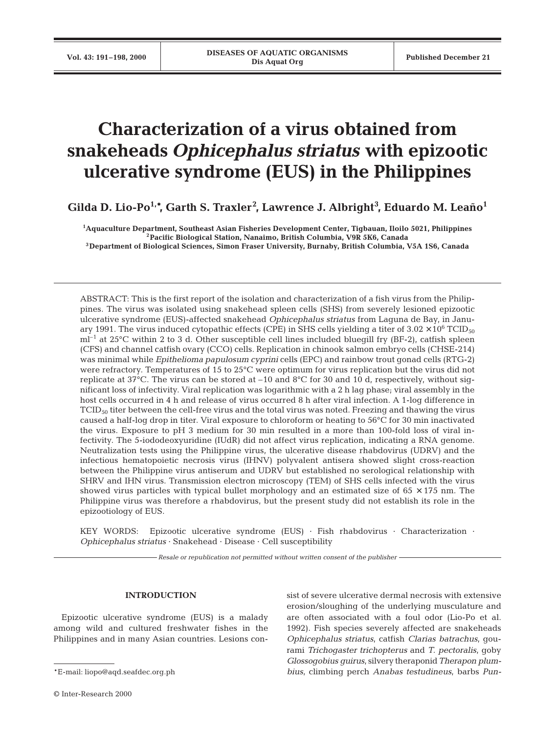# Characterization of a virus obtained from snakeheads *Ophicephalus striatus* with epizootic ulcerative syndrome (EUS) in the Philippines

**Gilda D. Lio-Po[1,*], Garth S. Traxler[2], Lawrence J. Albright[3], Eduardo M. Leaño[1]**

[1]Aquaculture Department, Southeast Asian Fisheries Development Center, Tigbauan, Iloilo 5021, Philippines
[2]Pacific Biological Station, Nanaimo, British Columbia, V9R 5K6, Canada
[3]Department of Biological Sciences, Simon Fraser University, Burnaby, British Columbia, V5A 1S6, Canada

ABSTRACT: This is the first report of the isolation and characterization of a fish virus from the Philippines. The virus was isolated using snakehead spleen cells (SHS) from severely lesioned epizootic ulcerative syndrome (EUS)-affected snakehead *Ophicephalus striatus* from Laguna de Bay, in January 1991. The virus induced cytopathic effects (CPE) in SHS cells yielding a titer of $3.02 \times 10^6$ $TCID_{50}$ $ml^{-1}$ at 25°C within 2 to 3 d. Other susceptible cell lines included bluegill fry (BF-2), catfish spleen (CFS) and channel catfish ovary (CCO) cells. Replication in chinook salmon embryo cells (CHSE-214) was minimal while *Epithelioma papulosum cyprini* cells (EPC) and rainbow trout gonad cells (RTG-2) were refractory. Temperatures of 15 to 25°C were optimum for virus replication but the virus did not replicate at 37°C. The virus can be stored at –10 and 8°C for 30 and 10 d, respectively, without significant loss of infectivity. Viral replication was logarithmic with a 2 h lag phase; viral assembly in the host cells occurred in 4 h and release of virus occurred 8 h after viral infection. A 1-log difference in $TCID_{50}$ titer between the cell-free virus and the total virus was noted. Freezing and thawing the virus caused a half-log drop in titer. Viral exposure to chloroform or heating to 56°C for 30 min inactivated the virus. Exposure to pH 3 medium for 30 min resulted in a more than 100-fold loss of viral infectivity. The 5-iododeoxyuridine (IUdR) did not affect virus replication, indicating a RNA genome. Neutralization tests using the Philippine virus, the ulcerative disease rhabdovirus (UDRV) and the infectious hematopoietic necrosis virus (IHNV) polyvalent antisera showed slight cross-reaction between the Philippine virus antiserum and UDRV but established no serological relationship with SHRV and IHN virus. Transmission electron microscopy (TEM) of SHS cells infected with the virus showed virus particles with typical bullet morphology and an estimated size of 65 × 175 nm. The Philippine virus was therefore a rhabdovirus, but the present study did not establish its role in the epizootiology of EUS.

KEY WORDS: Epizootic ulcerative syndrome (EUS) · Fish rhabdovirus · Characterization · *Ophicephalus striatus* · Snakehead · Disease · Cell susceptibility

*Resale or republication not permitted without written consent of the publisher*

## INTRODUCTION

Epizootic ulcerative syndrome (EUS) is a malady among wild and cultured freshwater fishes in the Philippines and in many Asian countries. Lesions consist of severe ulcerative dermal necrosis with extensive erosion/sloughing of the underlying musculature and are often associated with a foul odor (Lio-Po et al. 1992). Fish species severely affected are snakeheads *Ophicephalus striatus*, catfish *Clarias batrachus*, gourami *Trichogaster trichopterus* and *T. pectoralis*, goby *Glossogobius guirus*, silvery theraponid *Therapon plumbius*, climbing perch *Anabas testudineus*, barbs *Pun-*

*E-mail: liopo@aqd.seafdec.org.ph

© Inter-Research 2000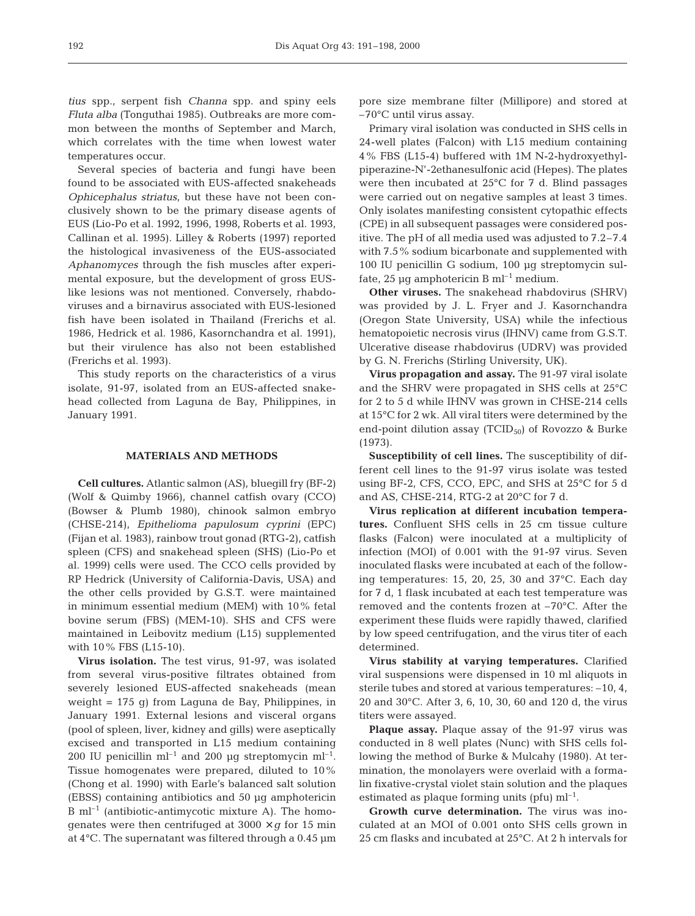*tius* spp., serpent fish *Channa* spp. and spiny eels *Fluta alba* (Tonguthai 1985). Outbreaks are more common between the months of September and March, which correlates with the time when lowest water temperatures occur.

Several species of bacteria and fungi have been found to be associated with EUS-affected snakeheads *Ophicephalus striatus*, but these have not been conclusively shown to be the primary disease agents of EUS (Lio-Po et al. 1992, 1996, 1998, Roberts et al. 1993, Callinan et al. 1995). Lilley & Roberts (1997) reported the histological invasiveness of the EUS-associated *Aphanomyces* through the fish muscles after experimental exposure, but the development of gross EUS-like lesions was not mentioned. Conversely, rhabdoviruses and a birnavirus associated with EUS-lesioned fish have been isolated in Thailand (Frerichs et al. 1986, Hedrick et al. 1986, Kasornchandra et al. 1991), but their virulence has also not been established (Frerichs et al. 1993).

This study reports on the characteristics of a virus isolate, 91-97, isolated from an EUS-affected snakehead collected from Laguna de Bay, Philippines, in January 1991.

## MATERIALS AND METHODS

**Cell cultures.** Atlantic salmon (AS), bluegill fry (BF-2) (Wolf & Quimby 1966), channel catfish ovary (CCO) (Bowser & Plumb 1980), chinook salmon embryo (CHSE-214), *Epithelioma papulosum cyprini* (EPC) (Fijan et al. 1983), rainbow trout gonad (RTG-2), catfish spleen (CFS) and snakehead spleen (SHS) (Lio-Po et al. 1999) cells were used. The CCO cells provided by RP Hedrick (University of California-Davis, USA) and the other cells provided by G.S.T. were maintained in minimum essential medium (MEM) with 10% fetal bovine serum (FBS) (MEM-10). SHS and CFS were maintained in Leibovitz medium (L15) supplemented with 10% FBS (L15-10).

**Virus isolation.** The test virus, 91-97, was isolated from several virus-positive filtrates obtained from severely lesioned EUS-affected snakeheads (mean weight = 175 g) from Laguna de Bay, Philippines, in January 1991. External lesions and visceral organs (pool of spleen, liver, kidney and gills) were aseptically excised and transported in L15 medium containing 200 IU penicillin $ml^{-1}$ and 200 µg streptomycin $ml^{-1}$. Tissue homogenates were prepared, diluted to 10% (Chong et al. 1990) with Earle's balanced salt solution (EBSS) containing antibiotics and 50 µg amphotericin B $ml^{-1}$ (antibiotic-antimycotic mixture A). The homogenates were then centrifuged at 3000 × *g* for 15 min at 4°C. The supernatant was filtered through a 0.45 µm pore size membrane filter (Millipore) and stored at –70°C until virus assay.

Primary viral isolation was conducted in SHS cells in 24-well plates (Falcon) with L15 medium containing 4% FBS (L15-4) buffered with 1M N-2-hydroxyethylpiperazine-N′-2ethanesulfonic acid (Hepes). The plates were then incubated at 25°C for 7 d. Blind passages were carried out on negative samples at least 3 times. Only isolates manifesting consistent cytopathic effects (CPE) in all subsequent passages were considered positive. The pH of all media used was adjusted to 7.2–7.4 with 7.5% sodium bicarbonate and supplemented with 100 IU penicillin G sodium, 100 µg streptomycin sulfate, 25 µg amphotericin B $ml^{-1}$ medium.

**Other viruses.** The snakehead rhabdovirus (SHRV) was provided by J. L. Fryer and J. Kasornchandra (Oregon State University, USA) while the infectious hematopoietic necrosis virus (IHNV) came from G.S.T. Ulcerative disease rhabdovirus (UDRV) was provided by G. N. Frerichs (Stirling University, UK).

**Virus propagation and assay.** The 91-97 viral isolate and the SHRV were propagated in SHS cells at 25°C for 2 to 5 d while IHNV was grown in CHSE-214 cells at 15°C for 2 wk. All viral titers were determined by the end-point dilution assay ($TCID_{50}$) of Rovozzo & Burke (1973).

**Susceptibility of cell lines.** The susceptibility of different cell lines to the 91-97 virus isolate was tested using BF-2, CFS, CCO, EPC, and SHS at 25°C for 5 d and AS, CHSE-214, RTG-2 at 20°C for 7 d.

**Virus replication at different incubation temperatures.** Confluent SHS cells in 25 cm tissue culture flasks (Falcon) were inoculated at a multiplicity of infection (MOI) of 0.001 with the 91-97 virus. Seven inoculated flasks were incubated at each of the following temperatures: 15, 20, 25, 30 and 37°C. Each day for 7 d, 1 flask incubated at each test temperature was removed and the contents frozen at –70°C. After the experiment these fluids were rapidly thawed, clarified by low speed centrifugation, and the virus titer of each determined.

**Virus stability at varying temperatures.** Clarified viral suspensions were dispensed in 10 ml aliquots in sterile tubes and stored at various temperatures: –10, 4, 20 and 30°C. After 3, 6, 10, 30, 60 and 120 d, the virus titers were assayed.

**Plaque assay.** Plaque assay of the 91-97 virus was conducted in 8 well plates (Nunc) with SHS cells following the method of Burke & Mulcahy (1980). At termination, the monolayers were overlaid with a formalin fixative-crystal violet stain solution and the plaques estimated as plaque forming units (pfu) $ml^{-1}$.

**Growth curve determination.** The virus was inoculated at an MOI of 0.001 onto SHS cells grown in 25 cm flasks and incubated at 25°C. At 2 h intervals for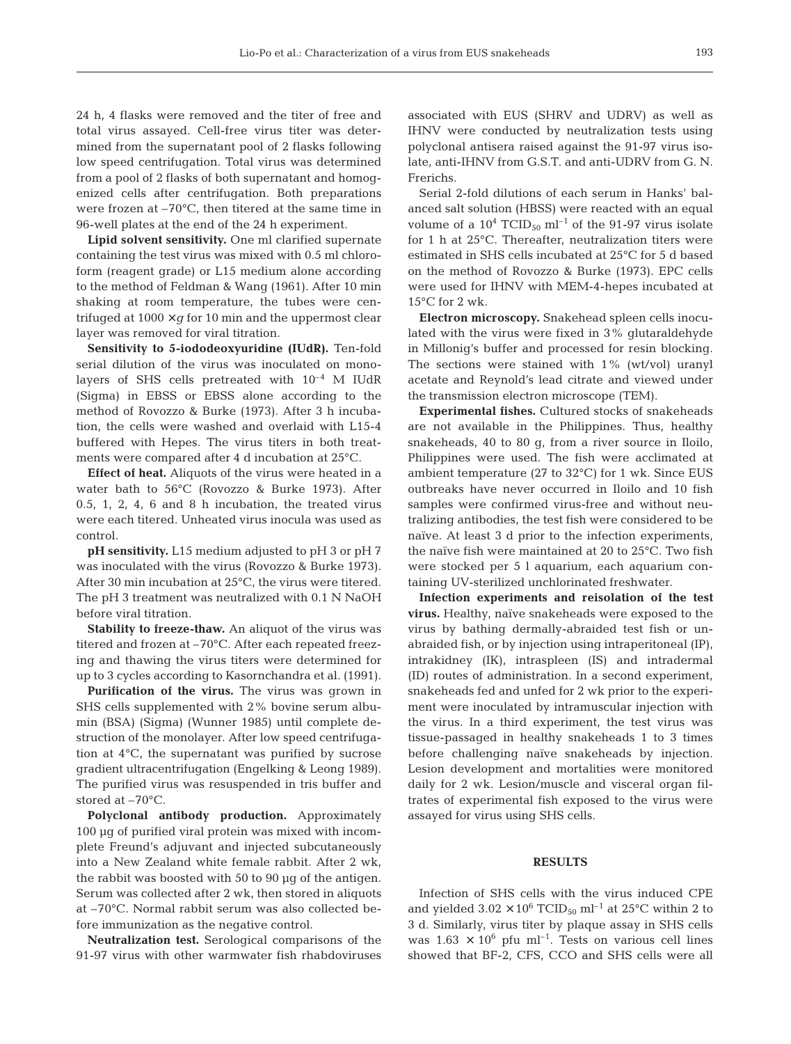24 h, 4 flasks were removed and the titer of free and total virus assayed. Cell-free virus titer was determined from the supernatant pool of 2 flasks following low speed centrifugation. Total virus was determined from a pool of 2 flasks of both supernatant and homogenized cells after centrifugation. Both preparations were frozen at –70°C, then titered at the same time in 96-well plates at the end of the 24 h experiment.

**Lipid solvent sensitivity.** One ml clarified supernate containing the test virus was mixed with 0.5 ml chloroform (reagent grade) or L15 medium alone according to the method of Feldman & Wang (1961). After 10 min shaking at room temperature, the tubes were centrifuged at $1000 \times g$ for 10 min and the uppermost clear layer was removed for viral titration.

**Sensitivity to 5-iododeoxyuridine (IUdR).** Ten-fold serial dilution of the virus was inoculated on monolayers of SHS cells pretreated with $10^{-4}$ M IUdR in EBSS or EBSS alone according to the method of Rovozzo & Burke (1973). After 3 h incubation, the cells were washed and overlaid with L15-4 buffered with Hepes. The virus titers in both treatments were compared after 4 d incubation at 25°C.

**Effect of heat.** Aliquots of the virus were heated in a water bath to 56°C (Rovozzo & Burke 1973). After 0.5, 1, 2, 4, 6 and 8 h incubation, the treated virus were each titered. Unheated virus inocula was used as control.

**pH sensitivity.** L15 medium adjusted to pH 3 or pH 7 was inoculated with the virus (Rovozzo & Burke 1973). After 30 min incubation at 25°C, the virus were titered. The pH 3 treatment was neutralized with 0.1 N NaOH before viral titration.

**Stability to freeze-thaw.** An aliquot of the virus was titered and frozen at –70°C. After each repeated freezing and thawing the virus titers were determined for up to 3 cycles according to Kasornchandra et al. (1991).

**Purification of the virus.** The virus was grown in SHS cells supplemented with 2% bovine serum albumin (BSA) (Sigma) (Wunner 1985) until complete destruction of the monolayer. After low speed centrifugation at 4°C, the supernatant was purified by sucrose gradient ultracentrifugation (Engelking & Leong 1989). The purified virus was resuspended in tris buffer and stored at –70°C.

**Polyclonal antibody production.** Approximately 100 µg of purified viral protein was mixed with incomplete Freund's adjuvant and injected subcutaneously into a New Zealand white female rabbit. After 2 wk, the rabbit was boosted with 50 to 90 µg of the antigen. Serum was collected after 2 wk, then stored in aliquots at –70°C. Normal rabbit serum was also collected before immunization as the negative control.

**Neutralization test.** Serological comparisons of the 91-97 virus with other warmwater fish rhabdoviruses associated with EUS (SHRV and UDRV) as well as IHNV were conducted by neutralization tests using polyclonal antisera raised against the 91-97 virus isolate, anti-IHNV from G.S.T. and anti-UDRV from G. N. Frerichs.

Serial 2-fold dilutions of each serum in Hanks' balanced salt solution (HBSS) were reacted with an equal volume of a $10^4$ $TCID_{50}$ $ml^{-1}$ of the 91-97 virus isolate for 1 h at 25°C. Thereafter, neutralization titers were estimated in SHS cells incubated at 25°C for 5 d based on the method of Rovozzo & Burke (1973). EPC cells were used for IHNV with MEM-4-hepes incubated at 15°C for 2 wk.

**Electron microscopy.** Snakehead spleen cells inoculated with the virus were fixed in 3% glutaraldehyde in Millonig's buffer and processed for resin blocking. The sections were stained with 1% (wt/vol) uranyl acetate and Reynold's lead citrate and viewed under the transmission electron microscope (TEM).

**Experimental fishes.** Cultured stocks of snakeheads are not available in the Philippines. Thus, healthy snakeheads, 40 to 80 g, from a river source in Iloilo, Philippines were used. The fish were acclimated at ambient temperature (27 to 32°C) for 1 wk. Since EUS outbreaks have never occurred in Iloilo and 10 fish samples were confirmed virus-free and without neutralizing antibodies, the test fish were considered to be naïve. At least 3 d prior to the infection experiments, the naïve fish were maintained at 20 to 25°C. Two fish were stocked per 5 l aquarium, each aquarium containing UV-sterilized unchlorinated freshwater.

**Infection experiments and reisolation of the test virus.** Healthy, naïve snakeheads were exposed to the virus by bathing dermally-abraided test fish or unabraided fish, or by injection using intraperitoneal (IP), intrakidney (IK), intraspleen (IS) and intradermal (ID) routes of administration. In a second experiment, snakeheads fed and unfed for 2 wk prior to the experiment were inoculated by intramuscular injection with the virus. In a third experiment, the test virus was tissue-passaged in healthy snakeheads 1 to 3 times before challenging naïve snakeheads by injection. Lesion development and mortalities were monitored daily for 2 wk. Lesion/muscle and visceral organ filtrates of experimental fish exposed to the virus were assayed for virus using SHS cells.

## RESULTS

Infection of SHS cells with the virus induced CPE and yielded $3.02 \times 10^6$ $TCID_{50}$ $ml^{-1}$ at 25°C within 2 to 3 d. Similarly, virus titer by plaque assay in SHS cells was $1.63 \times 10^6$ pfu $ml^{-1}$. Tests on various cell lines showed that BF-2, CFS, CCO and SHS cells were all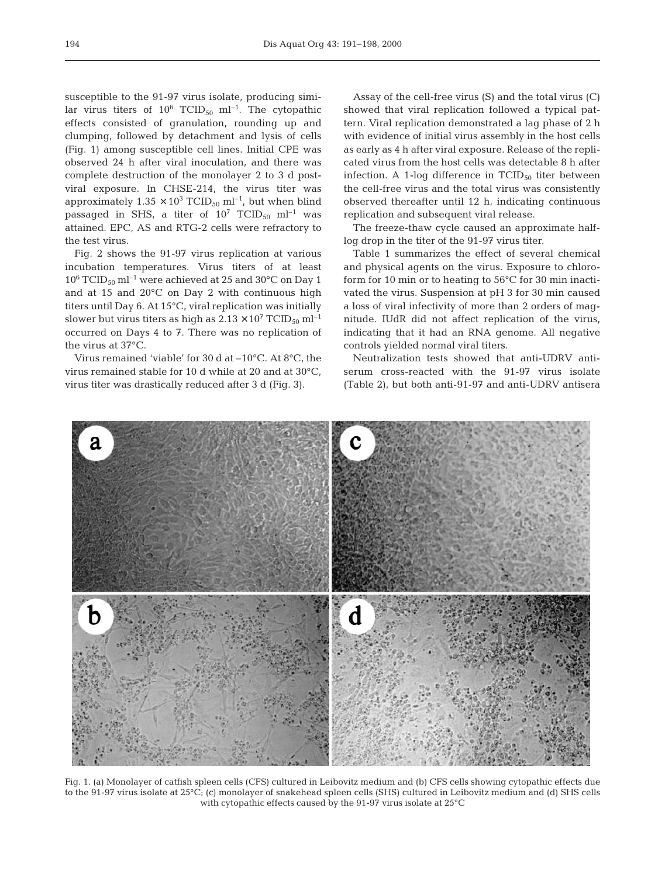susceptible to the 91-97 virus isolate, producing similar virus titers of $10^6$ $TCID_{50}$ $ml^{-1}$. The cytopathic effects consisted of granulation, rounding up and clumping, followed by detachment and lysis of cells (Fig. 1) among susceptible cell lines. Initial CPE was observed 24 h after viral inoculation, and there was complete destruction of the monolayer 2 to 3 d post-viral exposure. In CHSE-214, the virus titer was approximately $1.35 \times 10^3$ $TCID_{50}$ $ml^{-1}$, but when blind passaged in SHS, a titer of $10^7$ $TCID_{50}$ $ml^{-1}$ was attained. EPC, AS and RTG-2 cells were refractory to the test virus.

Fig. 2 shows the 91-97 virus replication at various incubation temperatures. Virus titers of at least $10^6$ $TCID_{50}$ $ml^{-1}$ were achieved at 25 and 30°C on Day 1 and at 15 and 20°C on Day 2 with continuous high titers until Day 6. At 15°C, viral replication was initially slower but virus titers as high as $2.13 \times 10^7$ $TCID_{50}$ $ml^{-1}$ occurred on Days 4 to 7. There was no replication of the virus at 37°C.

Virus remained 'viable' for 30 d at –10°C. At 8°C, the virus remained stable for 10 d while at 20 and at 30°C, virus titer was drastically reduced after 3 d (Fig. 3).

Assay of the cell-free virus (S) and the total virus (C) showed that viral replication followed a typical pattern. Viral replication demonstrated a lag phase of 2 h with evidence of initial virus assembly in the host cells as early as 4 h after viral exposure. Release of the replicated virus from the host cells was detectable 8 h after infection. A 1-log difference in $TCID_{50}$ titer between the cell-free virus and the total virus was consistently observed thereafter until 12 h, indicating continuous replication and subsequent viral release.

The freeze-thaw cycle caused an approximate half-log drop in the titer of the 91-97 virus titer.

Table 1 summarizes the effect of several chemical and physical agents on the virus. Exposure to chloroform for 10 min or to heating to 56°C for 30 min inactivated the virus. Suspension at pH 3 for 30 min caused a loss of viral infectivity of more than 2 orders of magnitude. IUdR did not affect replication of the virus, indicating that it had an RNA genome. All negative controls yielded normal viral titers.

Neutralization tests showed that anti-UDRV antiserum cross-reacted with the 91-97 virus isolate (Table 2), but both anti-91-97 and anti-UDRV antisera

Fig. 1. (a) Monolayer of catfish spleen cells (CFS) cultured in Leibovitz medium and (b) CFS cells showing cytopathic effects due to the 91-97 virus isolate at 25°C; (c) monolayer of snakehead spleen cells (SHS) cultured in Leibovitz medium and (d) SHS cells with cytopathic effects caused by the 91-97 virus isolate at 25°C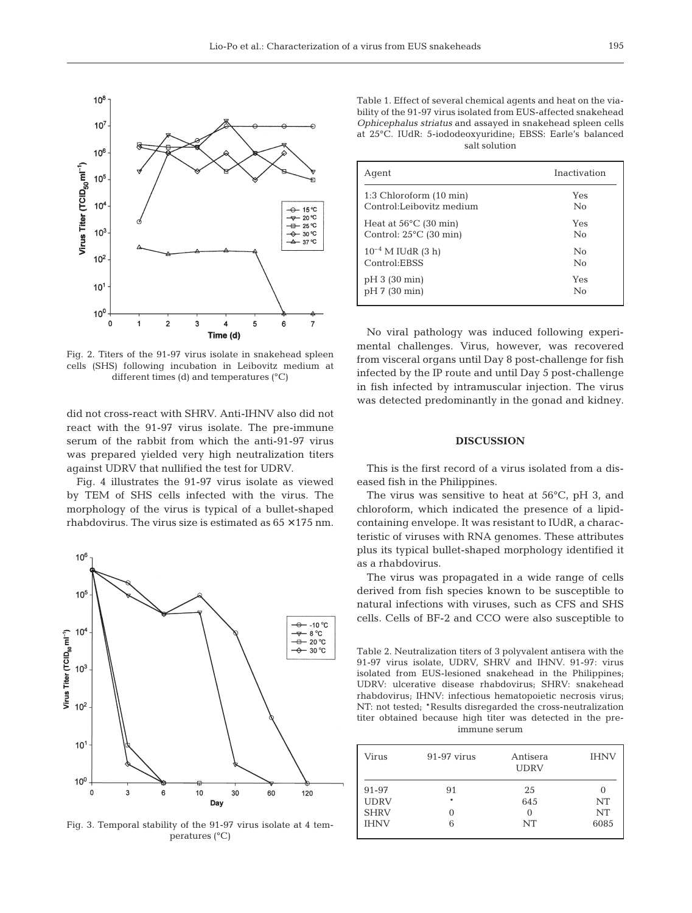Fig. 2. Titers of the 91-97 virus isolate in snakehead spleen cells (SHS) following incubation in Leibovitz medium at different times (d) and temperatures (°C)

did not cross-react with SHRV. Anti-IHNV also did not react with the 91-97 virus isolate. The pre-immune serum of the rabbit from which the anti-91-97 virus was prepared yielded very high neutralization titers against UDRV that nullified the test for UDRV.

Fig. 4 illustrates the 91-97 virus isolate as viewed by TEM of SHS cells infected with the virus. The morphology of the virus is typical of a bullet-shaped rhabdovirus. The virus size is estimated as 65 × 175 nm.

Fig. 3. Temporal stability of the 91-97 virus isolate at 4 temperatures (°C)

Table 1. Effect of several chemical agents and heat on the viability of the 91-97 virus isolated from EUS-affected snakehead *Ophicephalus striatus* and assayed in snakehead spleen cells at 25°C. IUdR: 5-iododeoxyuridine; EBSS: Earle's balanced salt solution

| Agent | Inactivation |
|---|---|
| 1:3 Chloroform (10 min) | Yes |
| Control:Leibovitz medium | No |
| Heat at 56°C (30 min) | Yes |
| Control: 25°C (30 min) | No |
| $10^{-4}$ M IUdR (3 h) | No |
| Control:EBSS | No |
| pH 3 (30 min) | Yes |
| pH 7 (30 min) | No |

No viral pathology was induced following experimental challenges. Virus, however, was recovered from visceral organs until Day 8 post-challenge for fish infected by the IP route and until Day 5 post-challenge in fish infected by intramuscular injection. The virus was detected predominantly in the gonad and kidney.

## DISCUSSION

This is the first record of a virus isolated from a diseased fish in the Philippines.

The virus was sensitive to heat at 56°C, pH 3, and chloroform, which indicated the presence of a lipid-containing envelope. It was resistant to IUdR, a characteristic of viruses with RNA genomes. These attributes plus its typical bullet-shaped morphology identified it as a rhabdovirus.

The virus was propagated in a wide range of cells derived from fish species known to be susceptible to natural infections with viruses, such as CFS and SHS cells. Cells of BF-2 and CCO were also susceptible to

Table 2. Neutralization titers of 3 polyvalent antisera with the 91-97 virus isolate, UDRV, SHRV and IHNV. 91-97: virus isolated from EUS-lesioned snakehead in the Philippines; UDRV: ulcerative disease rhabdovirus; SHRV: snakehead rhabdovirus; IHNV: infectious hematopoietic necrosis virus; NT: not tested; *Results disregarded the cross-neutralization titer obtained because high titer was detected in the pre-immune serum

| Virus | 91-97 virus | Antisera UDRV | IHNV |
|---|---|---|---|
| 91-97 | 91 | 25 | 0 |
| UDRV | * | 645 | NT |
| SHRV | 0 | 0 | NT |
| IHNV | 6 | NT | 6085 |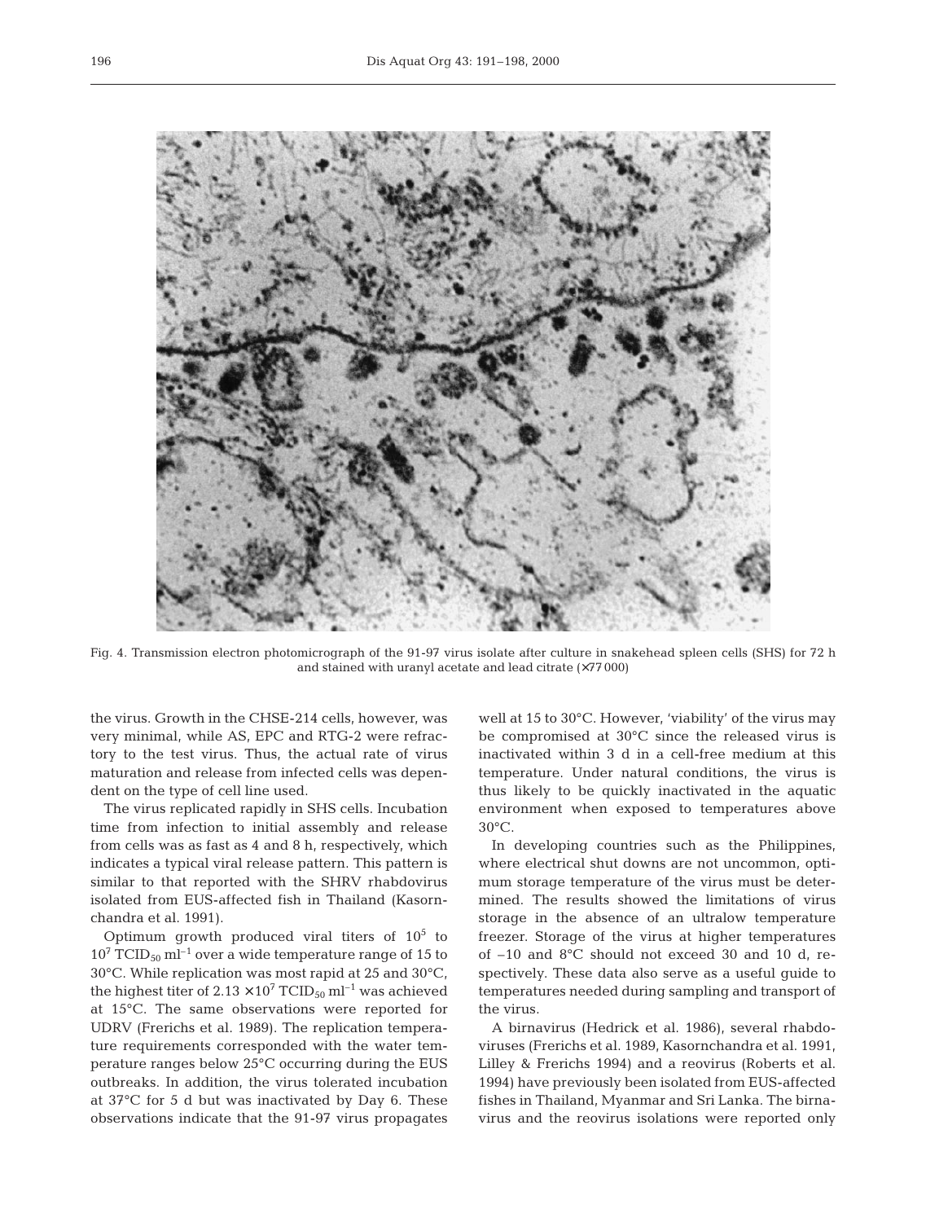Fig. 4. Transmission electron photomicrograph of the 91-97 virus isolate after culture in snakehead spleen cells (SHS) for 72 h and stained with uranyl acetate and lead citrate (×77 000)

the virus. Growth in the CHSE-214 cells, however, was very minimal, while AS, EPC and RTG-2 were refractory to the test virus. Thus, the actual rate of virus maturation and release from infected cells was dependent on the type of cell line used.

The virus replicated rapidly in SHS cells. Incubation time from infection to initial assembly and release from cells was as fast as 4 and 8 h, respectively, which indicates a typical viral release pattern. This pattern is similar to that reported with the SHRV rhabdovirus isolated from EUS-affected fish in Thailand (Kasornchandra et al. 1991).

Optimum growth produced viral titers of $10^5$ to $10^7$ $TCID_{50}$ $ml^{-1}$ over a wide temperature range of 15 to 30°C. While replication was most rapid at 25 and 30°C, the highest titer of $2.13 \times 10^7$ $TCID_{50}$ $ml^{-1}$ was achieved at 15°C. The same observations were reported for UDRV (Frerichs et al. 1989). The replication temperature requirements corresponded with the water temperature ranges below 25°C occurring during the EUS outbreaks. In addition, the virus tolerated incubation at 37°C for 5 d but was inactivated by Day 6. These observations indicate that the 91-97 virus propagates well at 15 to 30°C. However, 'viability' of the virus may be compromised at 30°C since the released virus is inactivated within 3 d in a cell-free medium at this temperature. Under natural conditions, the virus is thus likely to be quickly inactivated in the aquatic environment when exposed to temperatures above 30°C.

In developing countries such as the Philippines, where electrical shut downs are not uncommon, optimum storage temperature of the virus must be determined. The results showed the limitations of virus storage in the absence of an ultralow temperature freezer. Storage of the virus at higher temperatures of –10 and 8°C should not exceed 30 and 10 d, respectively. These data also serve as a useful guide to temperatures needed during sampling and transport of the virus.

A birnavirus (Hedrick et al. 1986), several rhabdoviruses (Frerichs et al. 1989, Kasornchandra et al. 1991, Lilley & Frerichs 1994) and a reovirus (Roberts et al. 1994) have previously been isolated from EUS-affected fishes in Thailand, Myanmar and Sri Lanka. The birnavirus and the reovirus isolations were reported only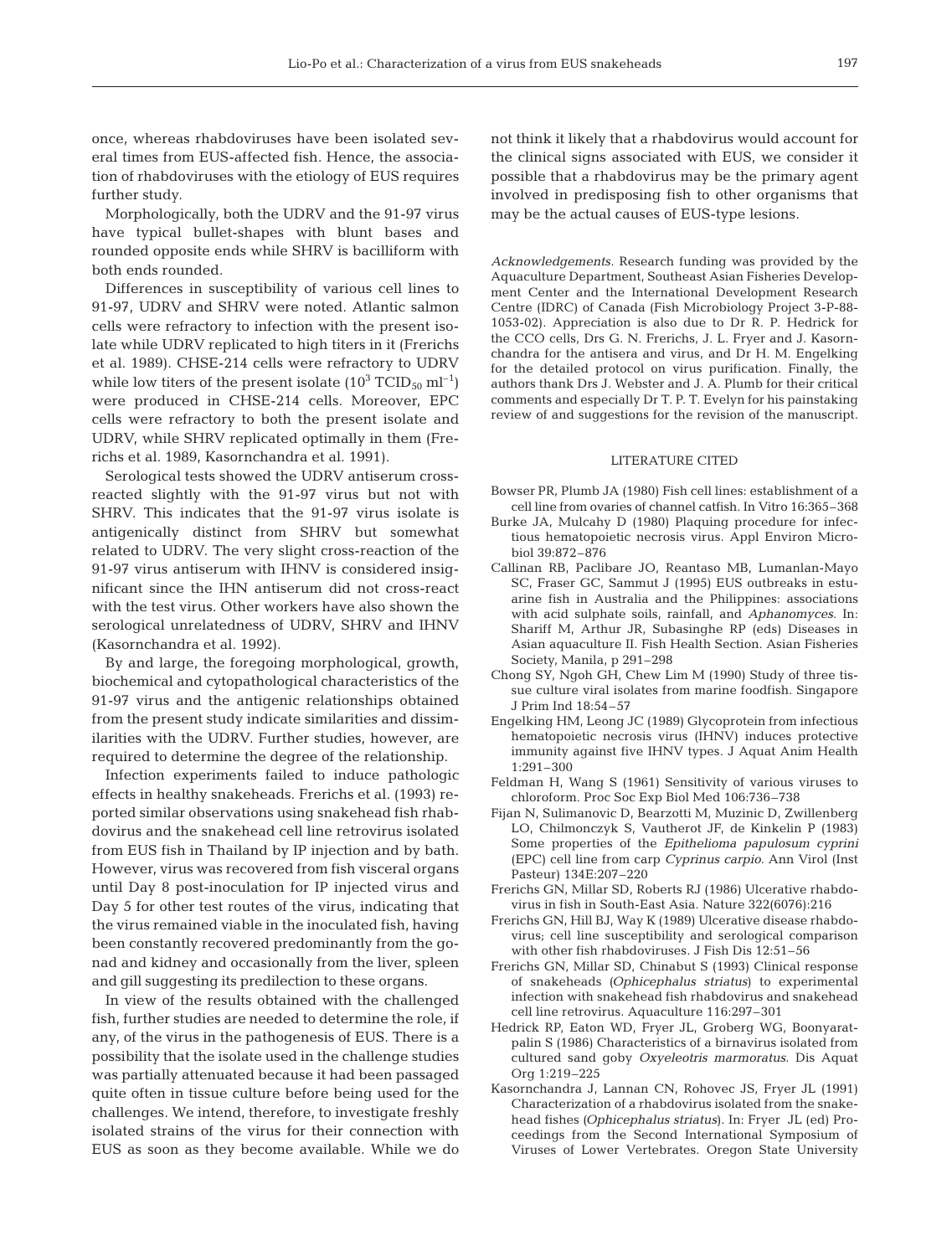once, whereas rhabdoviruses have been isolated several times from EUS-affected fish. Hence, the association of rhabdoviruses with the etiology of EUS requires further study.

Morphologically, both the UDRV and the 91-97 virus have typical bullet-shapes with blunt bases and rounded opposite ends while SHRV is bacilliform with both ends rounded.

Differences in susceptibility of various cell lines to 91-97, UDRV and SHRV were noted. Atlantic salmon cells were refractory to infection with the present isolate while UDRV replicated to high titers in it (Frerichs et al. 1989). CHSE-214 cells were refractory to UDRV while low titers of the present isolate ($10^3$ $TCID_{50}$ $ml^{-1}$) were produced in CHSE-214 cells. Moreover, EPC cells were refractory to both the present isolate and UDRV, while SHRV replicated optimally in them (Frerichs et al. 1989, Kasornchandra et al. 1991).

Serological tests showed the UDRV antiserum cross-reacted slightly with the 91-97 virus but not with SHRV. This indicates that the 91-97 virus isolate is antigenically distinct from SHRV but somewhat related to UDRV. The very slight cross-reaction of the 91-97 virus antiserum with IHNV is considered insignificant since the IHN antiserum did not cross-react with the test virus. Other workers have also shown the serological unrelatedness of UDRV, SHRV and IHNV (Kasornchandra et al. 1992).

By and large, the foregoing morphological, growth, biochemical and cytopathological characteristics of the 91-97 virus and the antigenic relationships obtained from the present study indicate similarities and dissimilarities with the UDRV. Further studies, however, are required to determine the degree of the relationship.

Infection experiments failed to induce pathologic effects in healthy snakeheads. Frerichs et al. (1993) reported similar observations using snakehead fish rhabdovirus and the snakehead cell line retrovirus isolated from EUS fish in Thailand by IP injection and by bath. However, virus was recovered from fish visceral organs until Day 8 post-inoculation for IP injected virus and Day 5 for other test routes of the virus, indicating that the virus remained viable in the inoculated fish, having been constantly recovered predominantly from the gonad and kidney and occasionally from the liver, spleen and gill suggesting its predilection to these organs.

In view of the results obtained with the challenged fish, further studies are needed to determine the role, if any, of the virus in the pathogenesis of EUS. There is a possibility that the isolate used in the challenge studies was partially attenuated because it had been passaged quite often in tissue culture before being used for the challenges. We intend, therefore, to investigate freshly isolated strains of the virus for their connection with EUS as soon as they become available. While we do not think it likely that a rhabdovirus would account for the clinical signs associated with EUS, we consider it possible that a rhabdovirus may be the primary agent involved in predisposing fish to other organisms that may be the actual causes of EUS-type lesions.

*Acknowledgements.* Research funding was provided by the Aquaculture Department, Southeast Asian Fisheries Development Center and the International Development Research Centre (IDRC) of Canada (Fish Microbiology Project 3-P-88-1053-02). Appreciation is also due to Dr R. P. Hedrick for the CCO cells, Drs G. N. Frerichs, J. L. Fryer and J. Kasornchandra for the antisera and virus, and Dr H. M. Engelking for the detailed protocol on virus purification. Finally, the authors thank Drs J. Webster and J. A. Plumb for their critical comments and especially Dr T. P. T. Evelyn for his painstaking review of and suggestions for the revision of the manuscript.

## LITERATURE CITED

- Bowser PR, Plumb JA (1980) Fish cell lines: establishment of a cell line from ovaries of channel catfish. In Vitro 16:365–368
- Burke JA, Mulcahy D (1980) Plaquing procedure for infectious hematopoietic necrosis virus. Appl Environ Microbiol 39:872–876
- Callinan RB, Paclibare JO, Reantaso MB, Lumanlan-Mayo SC, Fraser GC, Sammut J (1995) EUS outbreaks in estuarine fish in Australia and the Philippines: associations with acid sulphate soils, rainfall, and *Aphanomyces*. In: Shariff M, Arthur JR, Subasinghe RP (eds) Diseases in Asian aquaculture II. Fish Health Section. Asian Fisheries Society, Manila, p 291–298
- Chong SY, Ngoh GH, Chew Lim M (1990) Study of three tissue culture viral isolates from marine foodfish. Singapore J Prim Ind 18:54–57
- Engelking HM, Leong JC (1989) Glycoprotein from infectious hematopoietic necrosis virus (IHNV) induces protective immunity against five IHNV types. J Aquat Anim Health 1:291–300
- Feldman H, Wang S (1961) Sensitivity of various viruses to chloroform. Proc Soc Exp Biol Med 106:736–738
- Fijan N, Sulimanovic D, Bearzotti M, Muzinic D, Zwillenberg LO, Chilmonczyk S, Vautherot JF, de Kinkelin P (1983) Some properties of the *Epithelioma papulosum cyprini* (EPC) cell line from carp *Cyprinus carpio*. Ann Virol (Inst Pasteur) 134E:207–220
- Frerichs GN, Millar SD, Roberts RJ (1986) Ulcerative rhabdovirus in fish in South-East Asia. Nature 322(6076):216
- Frerichs GN, Hill BJ, Way K (1989) Ulcerative disease rhabdovirus; cell line susceptibility and serological comparison with other fish rhabdoviruses. J Fish Dis 12:51–56
- Frerichs GN, Millar SD, Chinabut S (1993) Clinical response of snakeheads (*Ophicephalus striatus*) to experimental infection with snakehead fish rhabdovirus and snakehead cell line retrovirus. Aquaculture 116:297–301
- Hedrick RP, Eaton WD, Fryer JL, Groberg WG, Boonyaratpalin S (1986) Characteristics of a birnavirus isolated from cultured sand goby *Oxyeleotris marmoratus*. Dis Aquat Org 1:219–225
- Kasornchandra J, Lannan CN, Rohovec JS, Fryer JL (1991) Characterization of a rhabdovirus isolated from the snakehead fishes (*Ophicephalus striatus*). In: Fryer JL (ed) Proceedings from the Second International Symposium of Viruses of Lower Vertebrates. Oregon State University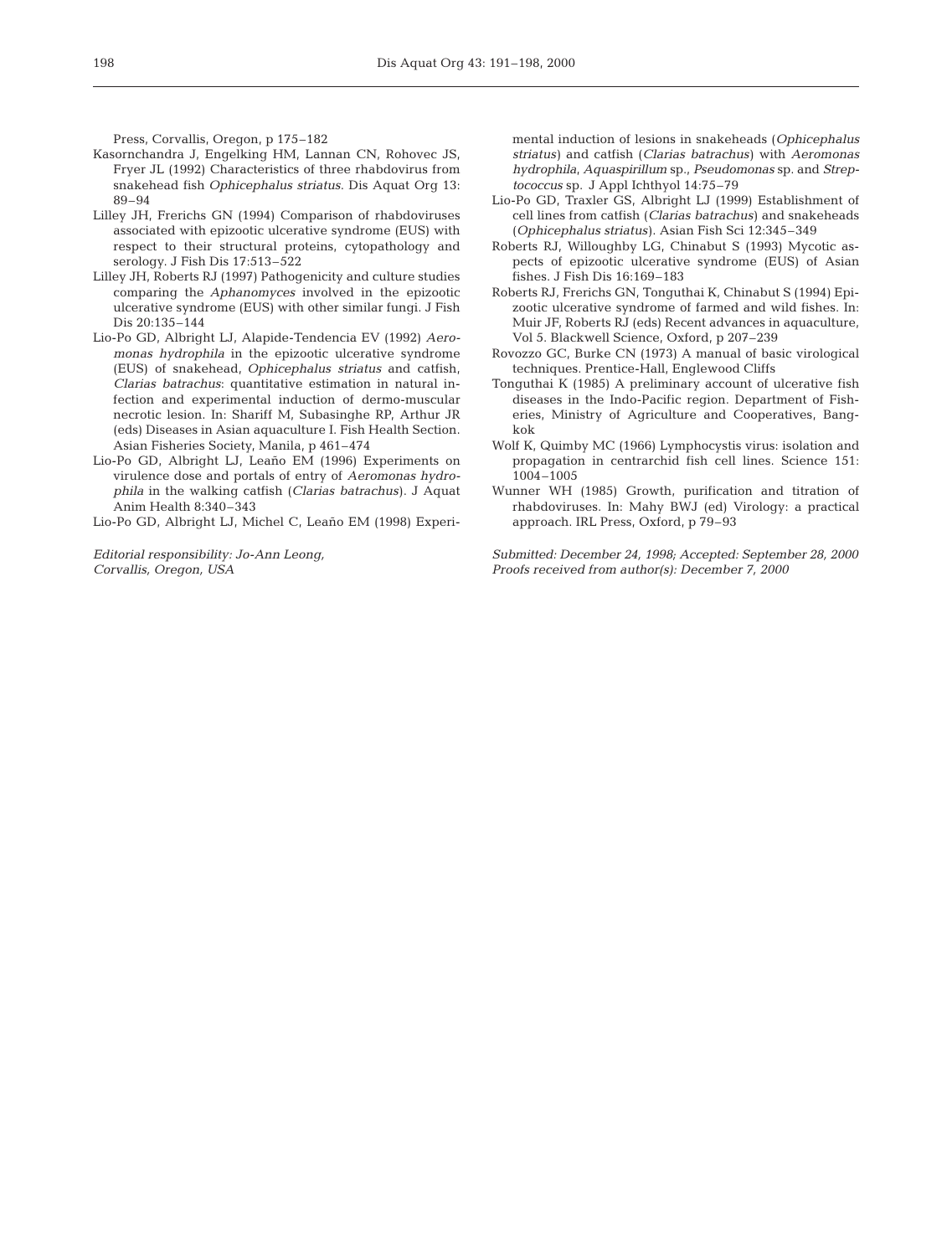Press, Corvallis, Oregon, p 175–182

Kasornchandra J, Engelking HM, Lannan CN, Rohovec JS, Fryer JL (1992) Characteristics of three rhabdovirus from snakehead fish *Ophicephalus striatus*. Dis Aquat Org 13: 89–94

Lilley JH, Frerichs GN (1994) Comparison of rhabdoviruses associated with epizootic ulcerative syndrome (EUS) with respect to their structural proteins, cytopathology and serology. J Fish Dis 17:513–522

Lilley JH, Roberts RJ (1997) Pathogenicity and culture studies comparing the *Aphanomyces* involved in the epizootic ulcerative syndrome (EUS) with other similar fungi. J Fish Dis 20:135–144

Lio-Po GD, Albright LJ, Alapide-Tendencia EV (1992) *Aeromonas hydrophila* in the epizootic ulcerative syndrome (EUS) of snakehead, *Ophicephalus striatus* and catfish, *Clarias batrachus*: quantitative estimation in natural infection and experimental induction of dermo-muscular necrotic lesion. In: Shariff M, Subasinghe RP, Arthur JR (eds) Diseases in Asian aquaculture I. Fish Health Section. Asian Fisheries Society, Manila, p 461–474

Lio-Po GD, Albright LJ, Leaño EM (1996) Experiments on virulence dose and portals of entry of *Aeromonas hydrophila* in the walking catfish (*Clarias batrachus*). J Aquat Anim Health 8:340–343

Lio-Po GD, Albright LJ, Michel C, Leaño EM (1998) Experimental induction of lesions in snakeheads (*Ophicephalus striatus*) and catfish (*Clarias batrachus*) with *Aeromonas hydrophila*, *Aquaspirillum* sp., *Pseudomonas* sp. and *Streptococcus* sp. J Appl Ichthyol 14:75–79

Lio-Po GD, Traxler GS, Albright LJ (1999) Establishment of cell lines from catfish (*Clarias batrachus*) and snakeheads (*Ophicephalus striatus*). Asian Fish Sci 12:345–349

Roberts RJ, Willoughby LG, Chinabut S (1993) Mycotic aspects of epizootic ulcerative syndrome (EUS) of Asian fishes. J Fish Dis 16:169–183

Roberts RJ, Frerichs GN, Tonguthai K, Chinabut S (1994) Epizootic ulcerative syndrome of farmed and wild fishes. In: Muir JF, Roberts RJ (eds) Recent advances in aquaculture, Vol 5. Blackwell Science, Oxford, p 207–239

Rovozzo GC, Burke CN (1973) A manual of basic virological techniques. Prentice-Hall, Englewood Cliffs

Tonguthai K (1985) A preliminary account of ulcerative fish diseases in the Indo-Pacific region. Department of Fisheries, Ministry of Agriculture and Cooperatives, Bangkok

Wolf K, Quimby MC (1966) Lymphocystis virus: isolation and propagation in centrarchid fish cell lines. Science 151: 1004–1005

Wunner WH (1985) Growth, purification and titration of rhabdoviruses. In: Mahy BWJ (ed) Virology: a practical approach. IRL Press, Oxford, p 79–93

*Editorial responsibility: Jo-Ann Leong, Corvallis, Oregon, USA*

*Submitted: December 24, 1998; Accepted: September 28, 2000*
*Proofs received from author(s): December 7, 2000*